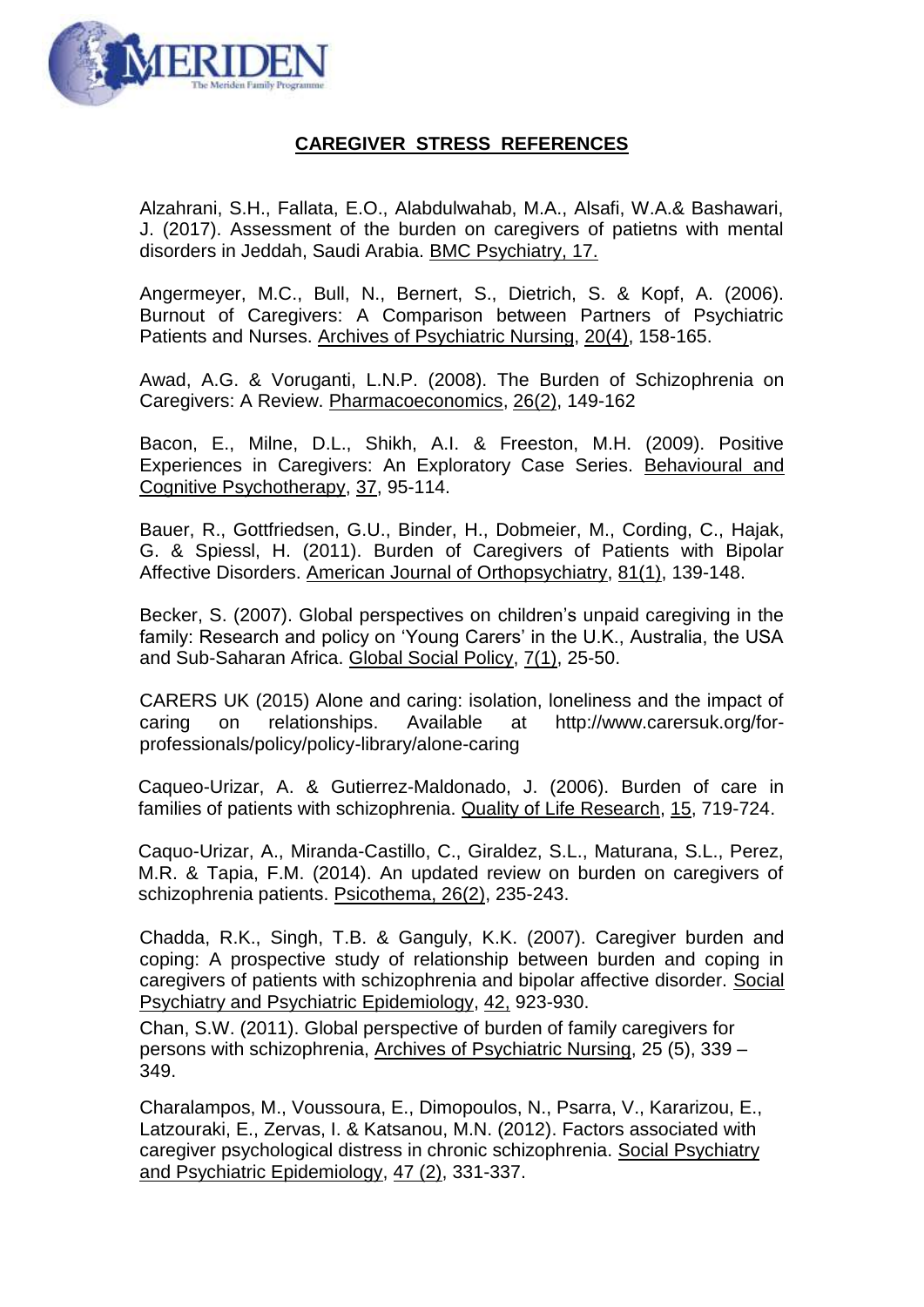## CAREGIVER STRESS REFERENCES

Alzahrani, S.H., Fallata, E.O., Alabdulwahab, M.A., Alsafi, W.A.& Bashawari, J. (2017). Assessment of the burden on caregivers of patietns with mental disorders in Jeddah, Saudi Arabia. BMC Psychiatry, 17.

Angermeyer, M.C., Bull, N., Bernert, S., Dietrich, S. & Kopf, A. (2006). Burnout of Caregivers: A Comparison between Partners of Psychiatric Patients and Nurses. Archives of Psychiatric Nursing, 20(4), 158-165.

Awad, A.G. & Voruganti, L.N.P. (2008). The Burden of Schizophrenia on Caregivers: A Review. Pharmacoeconomics, 26(2), 149-162

Bacon, E., Milne, D.L., Shikh, A.I. & Freeston, M.H. (2009). Positive Experiences in Caregivers: An Exploratory Case Series. Behavioural and Cognitive Psychotherapy, 37, 95-114.

Bauer, R., Gottfriedsen, G.U., Binder, H., Dobmeier, M., Cording, C., Hajak, G. & Spiessl, H. (2011). Burden of Caregivers of Patients with Bipolar Affective Disorders. American Journal of Orthopsychiatry, 81(1), 139-148.

Becker, S. (2007). Global perspectives on children's unpaid caregiving in the family: Research and policy on 'Young Carers' in the U.K., Australia, the USA and Sub-Saharan Africa. Global Social Policy, 7(1), 25-50.

CARERS UK (2015) Alone and caring: isolation, loneliness and the impact of caring on relationships. Available at http://www.carersuk.org/for-professionals/policy/policy-library/alone-caring

Caqueo-Urizar, A. & Gutierrez-Maldonado, J. (2006). Burden of care in families of patients with schizophrenia. Quality of Life Research, 15, 719-724.

Caquo-Urizar, A., Miranda-Castillo, C., Giraldez, S.L., Maturana, S.L., Perez, M.R. & Tapia, F.M. (2014). An updated review on burden on caregivers of schizophrenia patients. Psicothema, 26(2), 235-243.

Chadda, R.K., Singh, T.B. & Ganguly, K.K. (2007). Caregiver burden and coping: A prospective study of relationship between burden and coping in caregivers of patients with schizophrenia and bipolar affective disorder. Social Psychiatry and Psychiatric Epidemiology, 42, 923-930.

Chan, S.W. (2011). Global perspective of burden of family caregivers for persons with schizophrenia, Archives of Psychiatric Nursing, 25 (5), 339 – 349.

Charalampos, M., Voussoura, E., Dimopoulos, N., Psarra, V., Kararizou, E., Latzouraki, E., Zervas, I. & Katsanou, M.N. (2012). Factors associated with caregiver psychological distress in chronic schizophrenia. Social Psychiatry and Psychiatric Epidemiology, 47 (2), 331-337.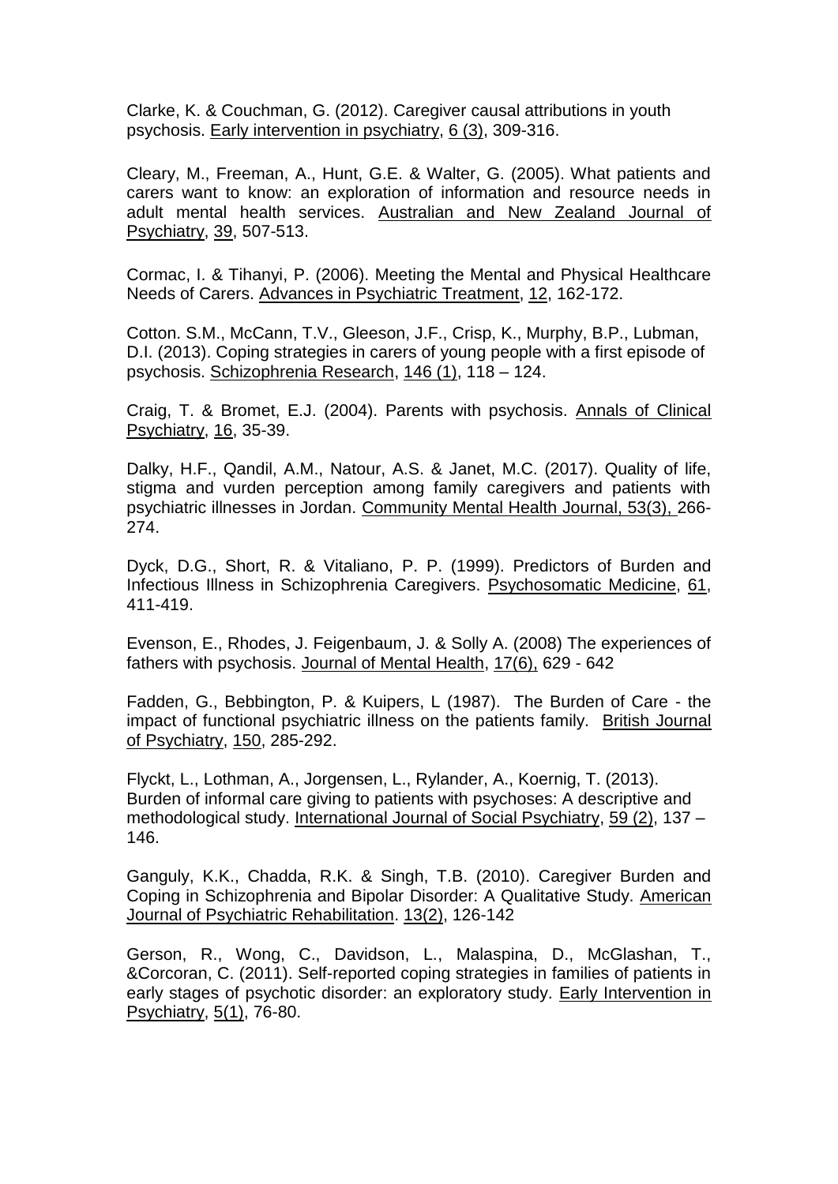Clarke, K. & Couchman, G. (2012). Caregiver causal attributions in youth psychosis. Early intervention in psychiatry, 6 (3), 309-316.

Cleary, M., Freeman, A., Hunt, G.E. & Walter, G. (2005). What patients and carers want to know: an exploration of information and resource needs in adult mental health services. Australian and New Zealand Journal of Psychiatry, 39, 507-513.

Cormac, I. & Tihanyi, P. (2006). Meeting the Mental and Physical Healthcare Needs of Carers. Advances in Psychiatric Treatment, 12, 162-172.

Cotton. S.M., McCann, T.V., Gleeson, J.F., Crisp, K., Murphy, B.P., Lubman, D.I. (2013). Coping strategies in carers of young people with a first episode of psychosis. Schizophrenia Research, 146 (1), 118 – 124.

Craig, T. & Bromet, E.J. (2004). Parents with psychosis. Annals of Clinical Psychiatry, 16, 35-39.

Dalky, H.F., Qandil, A.M., Natour, A.S. & Janet, M.C. (2017). Quality of life, stigma and vurden perception among family caregivers and patients with psychiatric illnesses in Jordan. Community Mental Health Journal, 53(3), 266-274.

Dyck, D.G., Short, R. & Vitaliano, P. P. (1999). Predictors of Burden and Infectious Illness in Schizophrenia Caregivers. Psychosomatic Medicine, 61, 411-419.

Evenson, E., Rhodes, J. Feigenbaum, J. & Solly A. (2008) The experiences of fathers with psychosis. Journal of Mental Health, 17(6), 629 - 642

Fadden, G., Bebbington, P. & Kuipers, L (1987). The Burden of Care - the impact of functional psychiatric illness on the patients family. British Journal of Psychiatry, 150, 285-292.

Flyckt, L., Lothman, A., Jorgensen, L., Rylander, A., Koernig, T. (2013). Burden of informal care giving to patients with psychoses: A descriptive and methodological study. International Journal of Social Psychiatry, 59 (2), 137 – 146.

Ganguly, K.K., Chadda, R.K. & Singh, T.B. (2010). Caregiver Burden and Coping in Schizophrenia and Bipolar Disorder: A Qualitative Study. American Journal of Psychiatric Rehabilitation. 13(2), 126-142

Gerson, R., Wong, C., Davidson, L., Malaspina, D., McGlashan, T., &Corcoran, C. (2011). Self-reported coping strategies in families of patients in early stages of psychotic disorder: an exploratory study. Early Intervention in Psychiatry, 5(1), 76-80.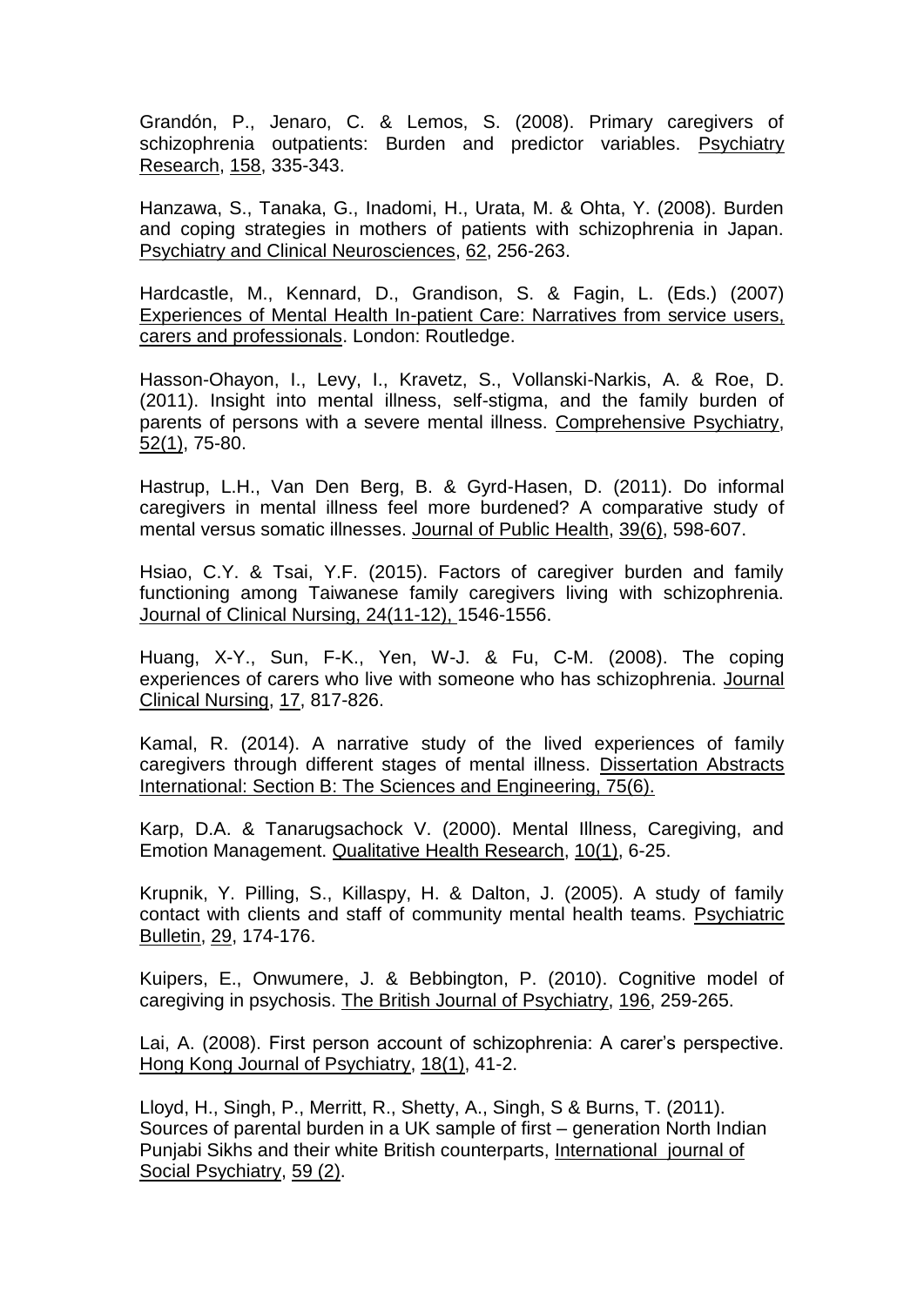Grandón, P., Jenaro, C. & Lemos, S. (2008). Primary caregivers of schizophrenia outpatients: Burden and predictor variables. Psychiatry Research, 158, 335-343.

Hanzawa, S., Tanaka, G., Inadomi, H., Urata, M. & Ohta, Y. (2008). Burden and coping strategies in mothers of patients with schizophrenia in Japan. Psychiatry and Clinical Neurosciences, 62, 256-263.

Hardcastle, M., Kennard, D., Grandison, S. & Fagin, L. (Eds.) (2007) Experiences of Mental Health In-patient Care: Narratives from service users, carers and professionals. London: Routledge.

Hasson-Ohayon, I., Levy, I., Kravetz, S., Vollanski-Narkis, A. & Roe, D. (2011). Insight into mental illness, self-stigma, and the family burden of parents of persons with a severe mental illness. Comprehensive Psychiatry, 52(1), 75-80.

Hastrup, L.H., Van Den Berg, B. & Gyrd-Hasen, D. (2011). Do informal caregivers in mental illness feel more burdened? A comparative study of mental versus somatic illnesses. Journal of Public Health, 39(6), 598-607.

Hsiao, C.Y. & Tsai, Y.F. (2015). Factors of caregiver burden and family functioning among Taiwanese family caregivers living with schizophrenia. Journal of Clinical Nursing, 24(11-12), 1546-1556.

Huang, X-Y., Sun, F-K., Yen, W-J. & Fu, C-M. (2008). The coping experiences of carers who live with someone who has schizophrenia. Journal Clinical Nursing, 17, 817-826.

Kamal, R. (2014). A narrative study of the lived experiences of family caregivers through different stages of mental illness. Dissertation Abstracts International: Section B: The Sciences and Engineering, 75(6).

Karp, D.A. & Tanarugsachock V. (2000). Mental Illness, Caregiving, and Emotion Management. Qualitative Health Research, 10(1), 6-25.

Krupnik, Y. Pilling, S., Killaspy, H. & Dalton, J. (2005). A study of family contact with clients and staff of community mental health teams. Psychiatric Bulletin, 29, 174-176.

Kuipers, E., Onwumere, J. & Bebbington, P. (2010). Cognitive model of caregiving in psychosis. The British Journal of Psychiatry, 196, 259-265.

Lai, A. (2008). First person account of schizophrenia: A carer's perspective. Hong Kong Journal of Psychiatry, 18(1), 41-2.

Lloyd, H., Singh, P., Merritt, R., Shetty, A., Singh, S & Burns, T. (2011). Sources of parental burden in a UK sample of first – generation North Indian Punjabi Sikhs and their white British counterparts, International journal of Social Psychiatry, 59 (2).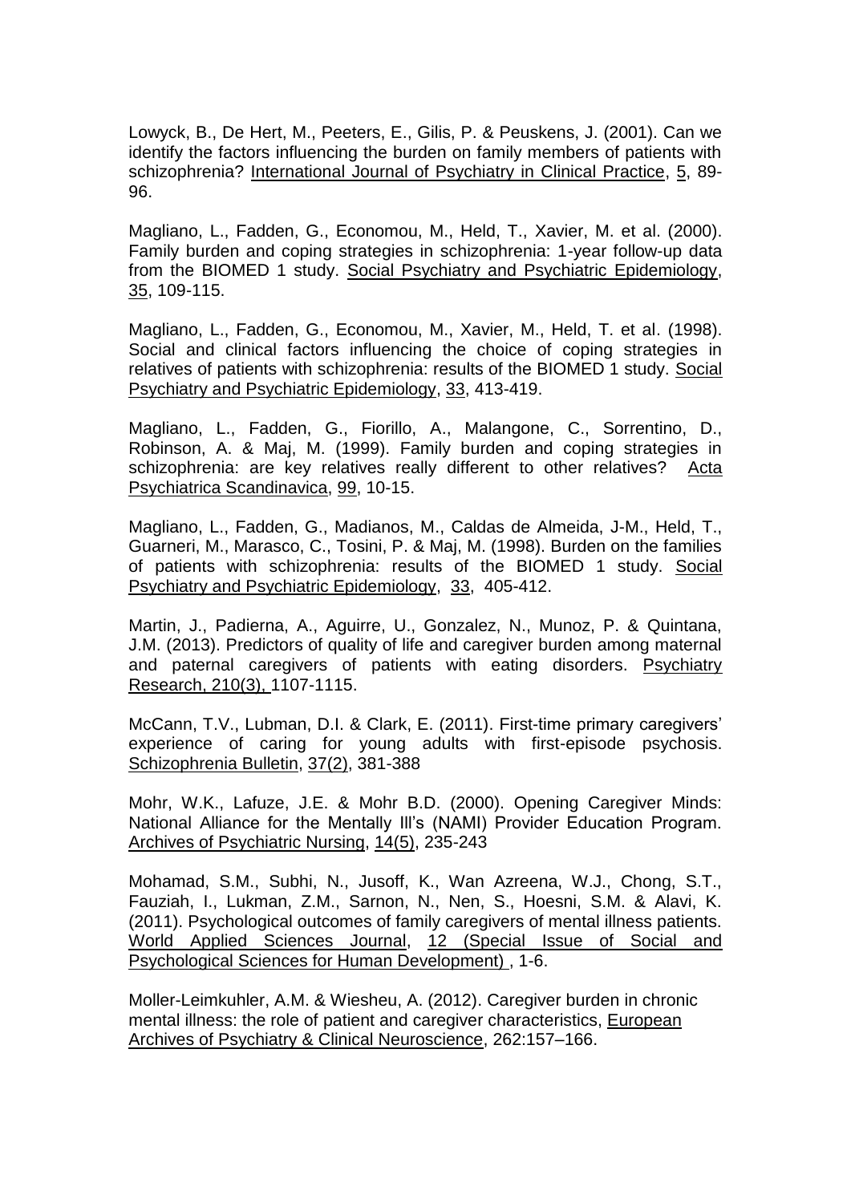Lowyck, B., De Hert, M., Peeters, E., Gilis, P. & Peuskens, J. (2001). Can we identify the factors influencing the burden on family members of patients with schizophrenia? International Journal of Psychiatry in Clinical Practice, 5, 89-96.

Magliano, L., Fadden, G., Economou, M., Held, T., Xavier, M. et al. (2000). Family burden and coping strategies in schizophrenia: 1-year follow-up data from the BIOMED 1 study. Social Psychiatry and Psychiatric Epidemiology, 35, 109-115.

Magliano, L., Fadden, G., Economou, M., Xavier, M., Held, T. et al. (1998). Social and clinical factors influencing the choice of coping strategies in relatives of patients with schizophrenia: results of the BIOMED 1 study. Social Psychiatry and Psychiatric Epidemiology, 33, 413-419.

Magliano, L., Fadden, G., Fiorillo, A., Malangone, C., Sorrentino, D., Robinson, A. & Maj, M. (1999). Family burden and coping strategies in schizophrenia: are key relatives really different to other relatives? Acta Psychiatrica Scandinavica, 99, 10-15.

Magliano, L., Fadden, G., Madianos, M., Caldas de Almeida, J-M., Held, T., Guarneri, M., Marasco, C., Tosini, P. & Maj, M. (1998). Burden on the families of patients with schizophrenia: results of the BIOMED 1 study. Social Psychiatry and Psychiatric Epidemiology, 33, 405-412.

Martin, J., Padierna, A., Aguirre, U., Gonzalez, N., Munoz, P. & Quintana, J.M. (2013). Predictors of quality of life and caregiver burden among maternal and paternal caregivers of patients with eating disorders. Psychiatry Research, 210(3), 1107-1115.

McCann, T.V., Lubman, D.I. & Clark, E. (2011). First-time primary caregivers' experience of caring for young adults with first-episode psychosis. Schizophrenia Bulletin, 37(2), 381-388

Mohr, W.K., Lafuze, J.E. & Mohr B.D. (2000). Opening Caregiver Minds: National Alliance for the Mentally Ill's (NAMI) Provider Education Program. Archives of Psychiatric Nursing, 14(5), 235-243

Mohamad, S.M., Subhi, N., Jusoff, K., Wan Azreena, W.J., Chong, S.T., Fauziah, I., Lukman, Z.M., Sarnon, N., Nen, S., Hoesni, S.M. & Alavi, K. (2011). Psychological outcomes of family caregivers of mental illness patients. World Applied Sciences Journal, 12 (Special Issue of Social and Psychological Sciences for Human Development) , 1-6.

Moller-Leimkuhler, A.M. & Wiesheu, A. (2012). Caregiver burden in chronic mental illness: the role of patient and caregiver characteristics, European Archives of Psychiatry & Clinical Neuroscience, 262:157–166.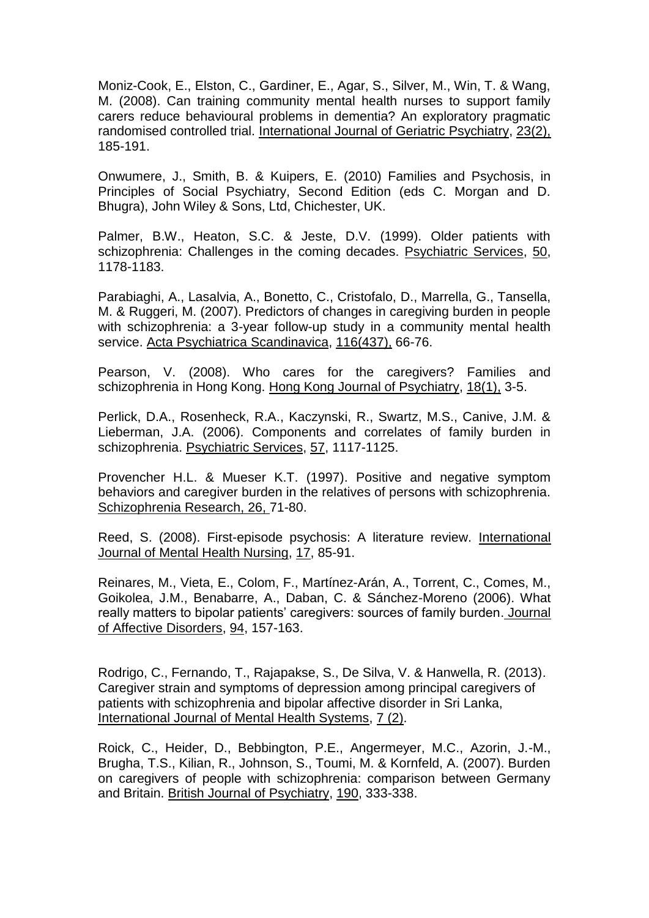Moniz-Cook, E., Elston, C., Gardiner, E., Agar, S., Silver, M., Win, T. & Wang, M. (2008). Can training community mental health nurses to support family carers reduce behavioural problems in dementia? An exploratory pragmatic randomised controlled trial. International Journal of Geriatric Psychiatry, 23(2), 185-191.

Onwumere, J., Smith, B. & Kuipers, E. (2010) Families and Psychosis, in Principles of Social Psychiatry, Second Edition (eds C. Morgan and D. Bhugra), John Wiley & Sons, Ltd, Chichester, UK.

Palmer, B.W., Heaton, S.C. & Jeste, D.V. (1999). Older patients with schizophrenia: Challenges in the coming decades. Psychiatric Services, 50, 1178-1183.

Parabiaghi, A., Lasalvia, A., Bonetto, C., Cristofalo, D., Marrella, G., Tansella, M. & Ruggeri, M. (2007). Predictors of changes in caregiving burden in people with schizophrenia: a 3-year follow-up study in a community mental health service. Acta Psychiatrica Scandinavica, 116(437), 66-76.

Pearson, V. (2008). Who cares for the caregivers? Families and schizophrenia in Hong Kong. Hong Kong Journal of Psychiatry, 18(1), 3-5.

Perlick, D.A., Rosenheck, R.A., Kaczynski, R., Swartz, M.S., Canive, J.M. & Lieberman, J.A. (2006). Components and correlates of family burden in schizophrenia. Psychiatric Services, 57, 1117-1125.

Provencher H.L. & Mueser K.T. (1997). Positive and negative symptom behaviors and caregiver burden in the relatives of persons with schizophrenia. Schizophrenia Research, 26, 71-80.

Reed, S. (2008). First-episode psychosis: A literature review. International Journal of Mental Health Nursing, 17, 85-91.

Reinares, M., Vieta, E., Colom, F., Martínez-Arán, A., Torrent, C., Comes, M., Goikolea, J.M., Benabarre, A., Daban, C. & Sánchez-Moreno (2006). What really matters to bipolar patients' caregivers: sources of family burden. Journal of Affective Disorders, 94, 157-163.

Rodrigo, C., Fernando, T., Rajapakse, S., De Silva, V. & Hanwella, R. (2013). Caregiver strain and symptoms of depression among principal caregivers of patients with schizophrenia and bipolar affective disorder in Sri Lanka, International Journal of Mental Health Systems, 7 (2).

Roick, C., Heider, D., Bebbington, P.E., Angermeyer, M.C., Azorin, J.-M., Brugha, T.S., Kilian, R., Johnson, S., Toumi, M. & Kornfeld, A. (2007). Burden on caregivers of people with schizophrenia: comparison between Germany and Britain. British Journal of Psychiatry, 190, 333-338.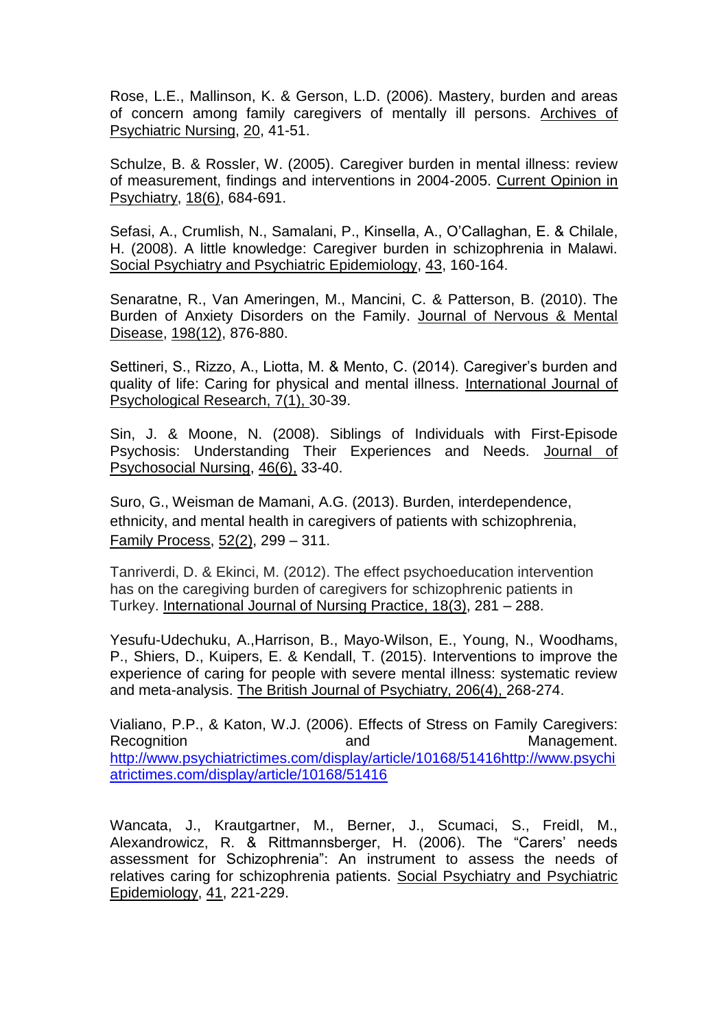Rose, L.E., Mallinson, K. & Gerson, L.D. (2006). Mastery, burden and areas of concern among family caregivers of mentally ill persons. Archives of Psychiatric Nursing, 20, 41-51.

Schulze, B. & Rossler, W. (2005). Caregiver burden in mental illness: review of measurement, findings and interventions in 2004-2005. Current Opinion in Psychiatry, 18(6), 684-691.

Sefasi, A., Crumlish, N., Samalani, P., Kinsella, A., O'Callaghan, E. & Chilale, H. (2008). A little knowledge: Caregiver burden in schizophrenia in Malawi. Social Psychiatry and Psychiatric Epidemiology, 43, 160-164.

Senaratne, R., Van Ameringen, M., Mancini, C. & Patterson, B. (2010). The Burden of Anxiety Disorders on the Family. Journal of Nervous & Mental Disease, 198(12), 876-880.

Settineri, S., Rizzo, A., Liotta, M. & Mento, C. (2014). Caregiver's burden and quality of life: Caring for physical and mental illness. International Journal of Psychological Research, 7(1), 30-39.

Sin, J. & Moone, N. (2008). Siblings of Individuals with First-Episode Psychosis: Understanding Their Experiences and Needs. Journal of Psychosocial Nursing, 46(6), 33-40.

Suro, G., Weisman de Mamani, A.G. (2013). Burden, interdependence, ethnicity, and mental health in caregivers of patients with schizophrenia, Family Process, 52(2), 299 – 311.

Tanriverdi, D. & Ekinci, M. (2012). The effect psychoeducation intervention has on the caregiving burden of caregivers for schizophrenic patients in Turkey. International Journal of Nursing Practice, 18(3), 281 – 288.

Yesufu-Udechuku, A.,Harrison, B., Mayo-Wilson, E., Young, N., Woodhams, P., Shiers, D., Kuipers, E. & Kendall, T. (2015). Interventions to improve the experience of caring for people with severe mental illness: systematic review and meta-analysis. The British Journal of Psychiatry, 206(4), 268-274.

Vialiano, P.P., & Katon, W.J. (2006). Effects of Stress on Family Caregivers: Recognition and Management. http://www.psychiatrictimes.com/display/article/10168/51416http://www.psychiatrictimes.com/display/article/10168/51416

Wancata, J., Krautgartner, M., Berner, J., Scumaci, S., Freidl, M., Alexandrowicz, R. & Rittmannsberger, H. (2006). The "Carers' needs assessment for Schizophrenia": An instrument to assess the needs of relatives caring for schizophrenia patients. Social Psychiatry and Psychiatric Epidemiology, 41, 221-229.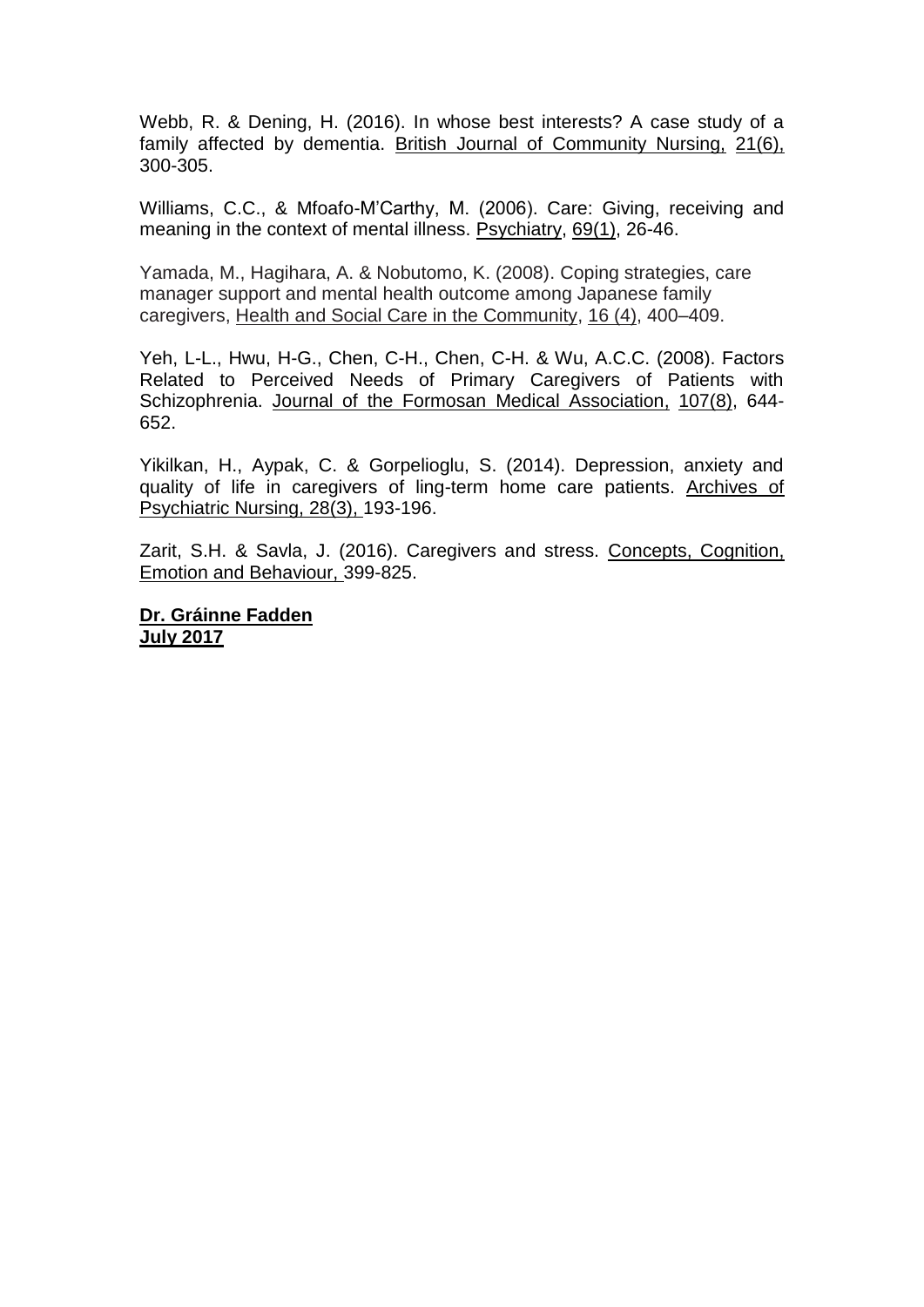Webb, R. & Dening, H. (2016). In whose best interests? A case study of a family affected by dementia. British Journal of Community Nursing, 21(6), 300-305.

Williams, C.C., & Mfoafo-M'Carthy, M. (2006). Care: Giving, receiving and meaning in the context of mental illness. Psychiatry, 69(1), 26-46.

Yamada, M., Hagihara, A. & Nobutomo, K. (2008). Coping strategies, care manager support and mental health outcome among Japanese family caregivers, Health and Social Care in the Community, 16 (4), 400–409.

Yeh, L-L., Hwu, H-G., Chen, C-H., Chen, C-H. & Wu, A.C.C. (2008). Factors Related to Perceived Needs of Primary Caregivers of Patients with Schizophrenia. Journal of the Formosan Medical Association, 107(8), 644-652.

Yikilkan, H., Aypak, C. & Gorpelioglu, S. (2014). Depression, anxiety and quality of life in caregivers of ling-term home care patients. Archives of Psychiatric Nursing, 28(3), 193-196.

Zarit, S.H. & Savla, J. (2016). Caregivers and stress. Concepts, Cognition, Emotion and Behaviour, 399-825.

**Dr. Gráinne Fadden**
**July 2017**